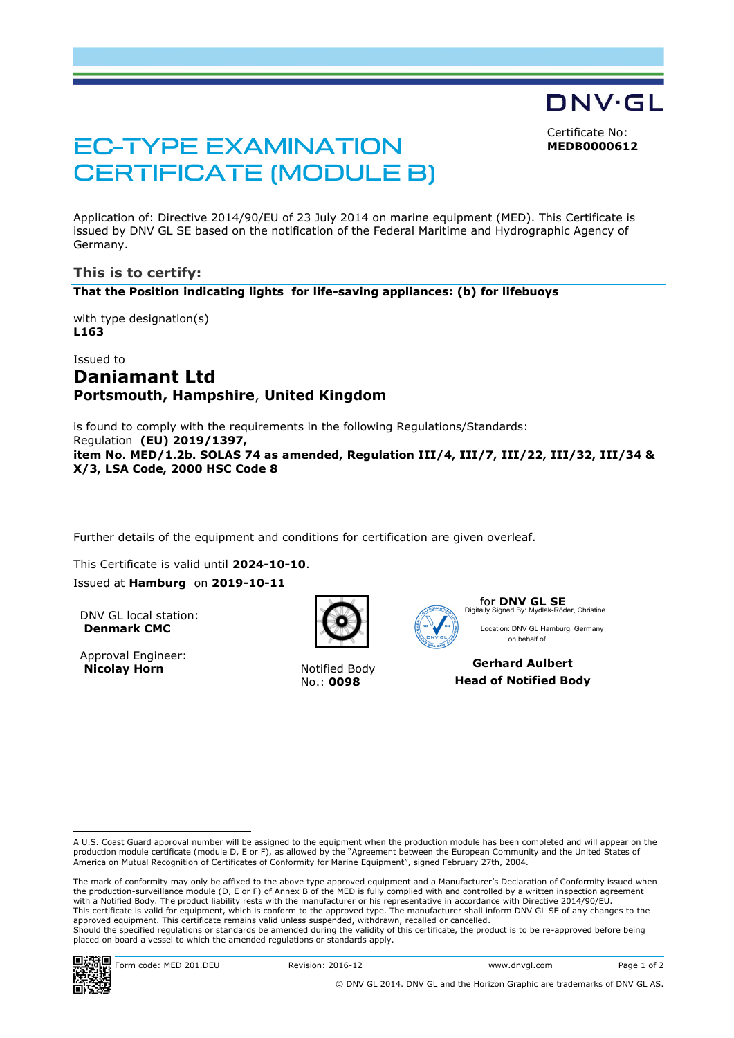DNV·GL

# EC-TYPE EXAMINATION CERTIFICATE (MODULE B)

Certificate No:
**MEDB0000612**

Application of: Directive 2014/90/EU of 23 July 2014 on marine equipment (MED). This Certificate is issued by DNV GL SE based on the notification of the Federal Maritime and Hydrographic Agency of Germany.

## This is to certify:

**That the Position indicating lights for life-saving appliances: (b) for lifebuoys**

with type designation(s)
**L163**

Issued to
**Daniamant Ltd**
**Portsmouth, Hampshire, United Kingdom**

is found to comply with the requirements in the following Regulations/Standards:
Regulation **(EU) 2019/1397,**
**item No. MED/1.2b. SOLAS 74 as amended, Regulation III/4, III/7, III/22, III/32, III/34 & X/3, LSA Code, 2000 HSC Code 8**

Further details of the equipment and conditions for certification are given overleaf.

This Certificate is valid until **2024-10-10**.
Issued at **Hamburg** on **2019-10-11**

DNV GL local station:
**Denmark CMC**

Approval Engineer:
**Nicolay Horn**

Notified Body
No.: **0098**

for **DNV GL SE**
Digitally Signed By: Mydlak-Röder, Christine
Location: DNV GL Hamburg, Germany
on behalf of

**Gerhard Aulbert**
**Head of Notified Body**

---

A U.S. Coast Guard approval number will be assigned to the equipment when the production module has been completed and will appear on the production module certificate (module D, E or F), as allowed by the "Agreement between the European Community and the United States of America on Mutual Recognition of Certificates of Conformity for Marine Equipment", signed February 27th, 2004.

The mark of conformity may only be affixed to the above type approved equipment and a Manufacturer's Declaration of Conformity issued when the production-surveillance module (D, E or F) of Annex B of the MED is fully complied with and controlled by a written inspection agreement with a Notified Body. The product liability rests with the manufacturer or his representative in accordance with Directive 2014/90/EU.
This certificate is valid for equipment, which is conform to the approved type. The manufacturer shall inform DNV GL SE of any changes to the approved equipment. This certificate remains valid unless suspended, withdrawn, recalled or cancelled.
Should the specified regulations or standards be amended during the validity of this certificate, the product is to be re-approved before being placed on board a vessel to which the amended regulations or standards apply.

Form code: MED 201.DEU    Revision: 2016-12    www.dnvgl.com

© DNV GL 2014. DNV GL and the Horizon Graphic are trademarks of DNV GL AS.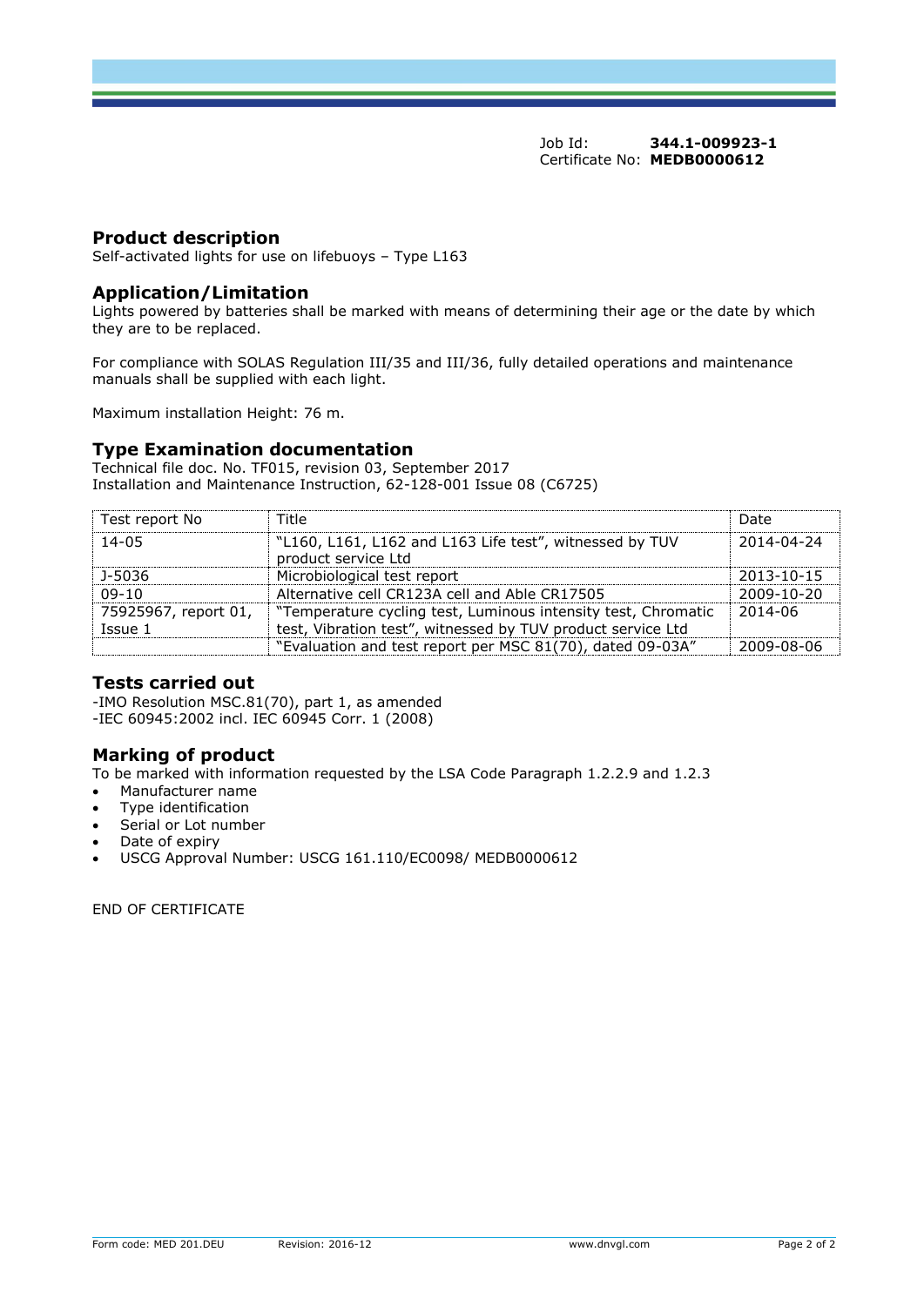Job Id: **344.1-009923-1**
Certificate No: **MEDB0000612**

## Product description

Self-activated lights for use on lifebuoys – Type L163

## Application/Limitation

Lights powered by batteries shall be marked with means of determining their age or the date by which they are to be replaced.

For compliance with SOLAS Regulation III/35 and III/36, fully detailed operations and maintenance manuals shall be supplied with each light.

Maximum installation Height: 76 m.

## Type Examination documentation

Technical file doc. No. TF015, revision 03, September 2017
Installation and Maintenance Instruction, 62-128-001 Issue 08 (C6725)

| Test report No | Title | Date |
|---|---|---|
| 14-05 | "L160, L161, L162 and L163 Life test", witnessed by TUV product service Ltd | 2014-04-24 |
| J-5036 | Microbiological test report | 2013-10-15 |
| 09-10 | Alternative cell CR123A cell and Able CR17505 | 2009-10-20 |
| 75925967, report 01, Issue 1 | "Temperature cycling test, Luminous intensity test, Chromatic test, Vibration test", witnessed by TUV product service Ltd | 2014-06 |
| | "Evaluation and test report per MSC 81(70), dated 09-03A" | 2009-08-06 |

## Tests carried out

-IMO Resolution MSC.81(70), part 1, as amended
-IEC 60945:2002 incl. IEC 60945 Corr. 1 (2008)

## Marking of product

To be marked with information requested by the LSA Code Paragraph 1.2.2.9 and 1.2.3

- Manufacturer name
- Type identification
- Serial or Lot number
- Date of expiry
- USCG Approval Number: USCG 161.110/EC0098/ MEDB0000612

END OF CERTIFICATE